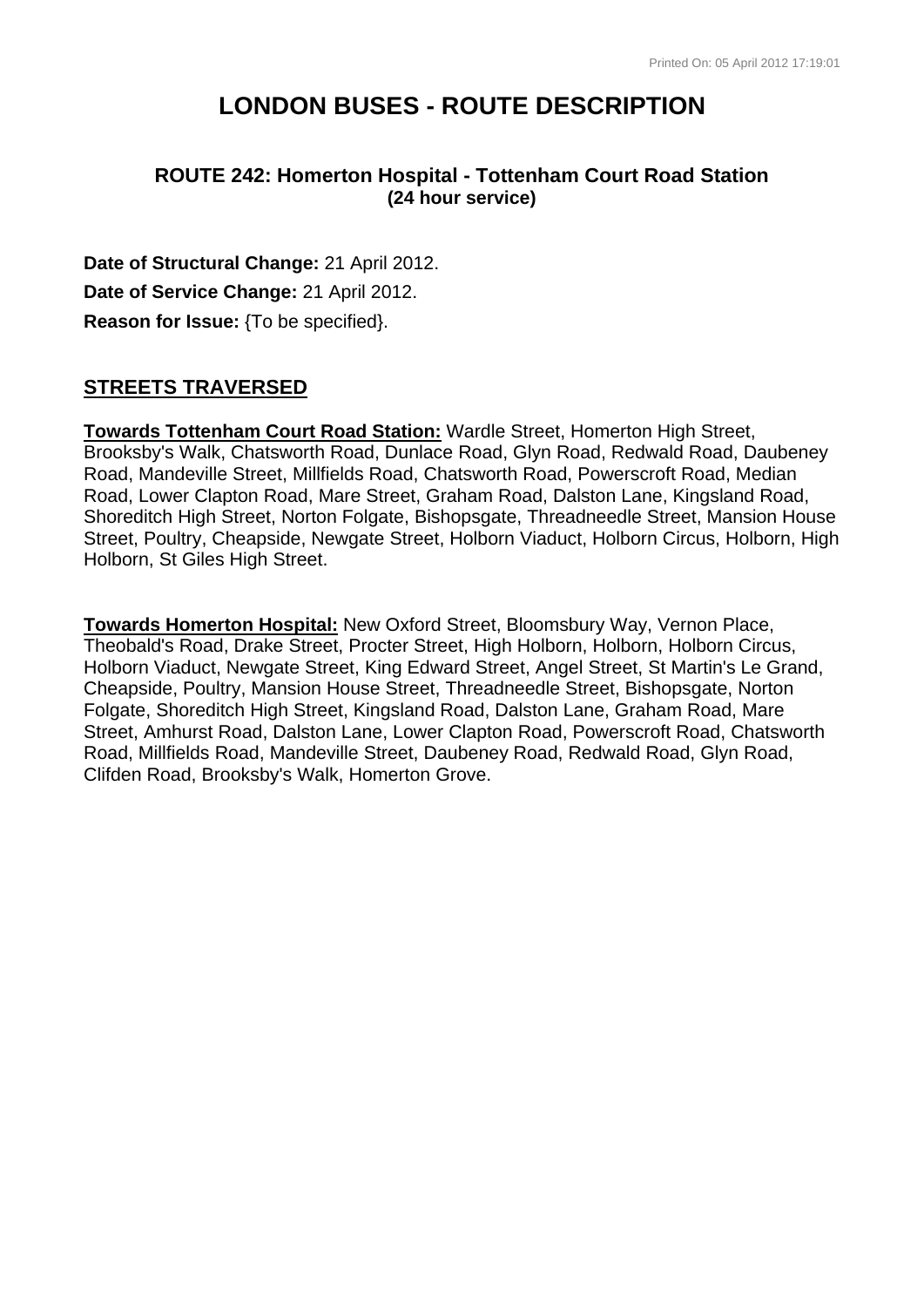# LONDON BUSES - ROUTE DESCRIPTION

### ROUTE 242: Homerton Hospital - Tottenham Court Road Station
**(24 hour service)**

**Date of Structural Change:** 21 April 2012.

**Date of Service Change:** 21 April 2012.

**Reason for Issue:** {To be specified}.

## STREETS TRAVERSED

**Towards Tottenham Court Road Station:** Wardle Street, Homerton High Street, Brooksby's Walk, Chatsworth Road, Dunlace Road, Glyn Road, Redwald Road, Daubeney Road, Mandeville Street, Millfields Road, Chatsworth Road, Powerscroft Road, Median Road, Lower Clapton Road, Mare Street, Graham Road, Dalston Lane, Kingsland Road, Shoreditch High Street, Norton Folgate, Bishopsgate, Threadneedle Street, Mansion House Street, Poultry, Cheapside, Newgate Street, Holborn Viaduct, Holborn Circus, Holborn, High Holborn, St Giles High Street.

**Towards Homerton Hospital:** New Oxford Street, Bloomsbury Way, Vernon Place, Theobald's Road, Drake Street, Procter Street, High Holborn, Holborn, Holborn Circus, Holborn Viaduct, Newgate Street, King Edward Street, Angel Street, St Martin's Le Grand, Cheapside, Poultry, Mansion House Street, Threadneedle Street, Bishopsgate, Norton Folgate, Shoreditch High Street, Kingsland Road, Dalston Lane, Graham Road, Mare Street, Amhurst Road, Dalston Lane, Lower Clapton Road, Powerscroft Road, Chatsworth Road, Millfields Road, Mandeville Street, Daubeney Road, Redwald Road, Glyn Road, Clifden Road, Brooksby's Walk, Homerton Grove.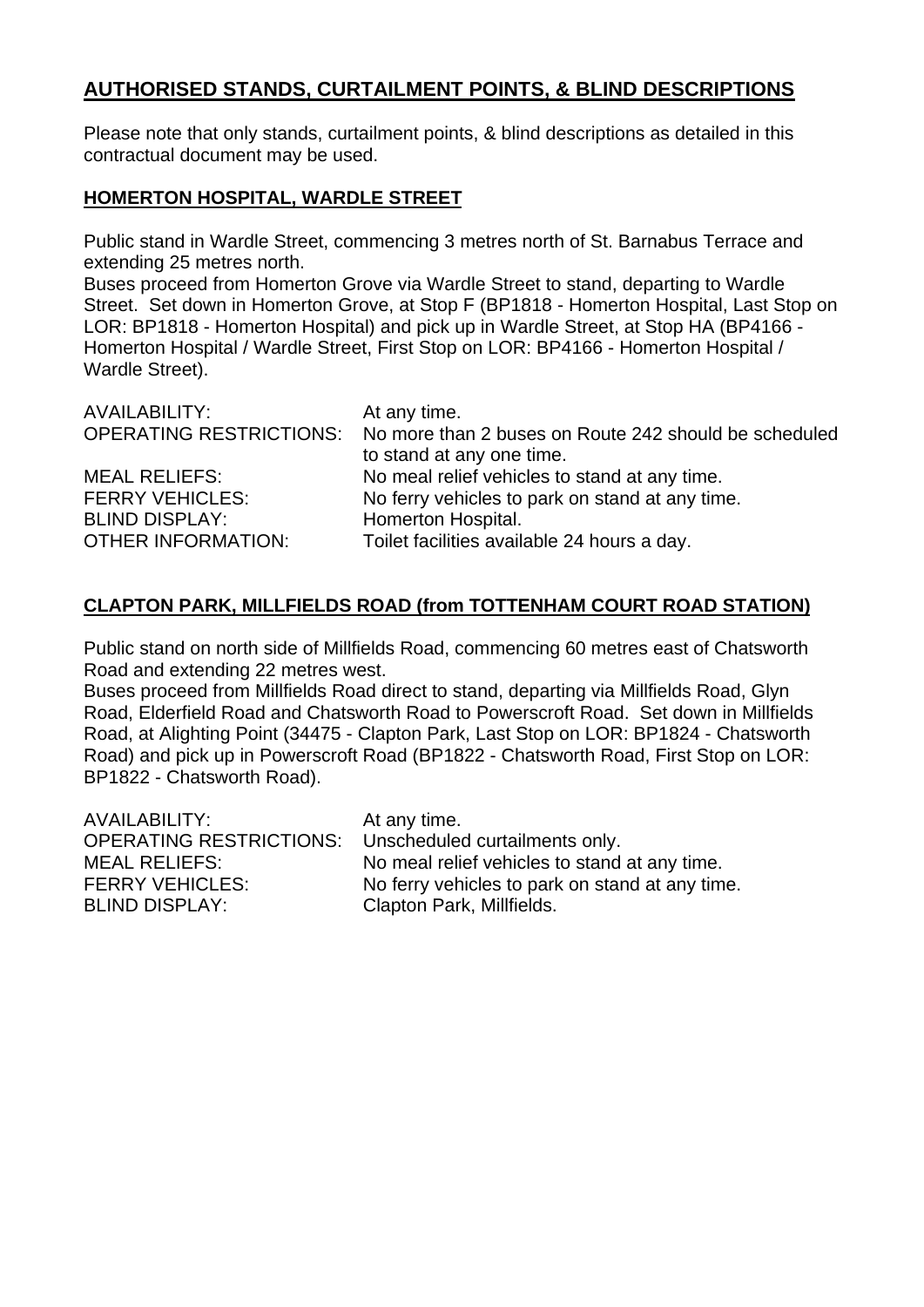## AUTHORISED STANDS, CURTAILMENT POINTS, & BLIND DESCRIPTIONS

Please note that only stands, curtailment points, & blind descriptions as detailed in this contractual document may be used.

### HOMERTON HOSPITAL, WARDLE STREET

Public stand in Wardle Street, commencing 3 metres north of St. Barnabus Terrace and extending 25 metres north.
Buses proceed from Homerton Grove via Wardle Street to stand, departing to Wardle Street. Set down in Homerton Grove, at Stop F (BP1818 - Homerton Hospital, Last Stop on LOR: BP1818 - Homerton Hospital) and pick up in Wardle Street, at Stop HA (BP4166 - Homerton Hospital / Wardle Street, First Stop on LOR: BP4166 - Homerton Hospital / Wardle Street).

| | |
|---|---|
| AVAILABILITY: | At any time. |
| OPERATING RESTRICTIONS: | No more than 2 buses on Route 242 should be scheduled to stand at any one time. |
| MEAL RELIEFS: | No meal relief vehicles to stand at any time. |
| FERRY VEHICLES: | No ferry vehicles to park on stand at any time. |
| BLIND DISPLAY: | Homerton Hospital. |
| OTHER INFORMATION: | Toilet facilities available 24 hours a day. |

### CLAPTON PARK, MILLFIELDS ROAD (from TOTTENHAM COURT ROAD STATION)

Public stand on north side of Millfields Road, commencing 60 metres east of Chatsworth Road and extending 22 metres west.
Buses proceed from Millfields Road direct to stand, departing via Millfields Road, Glyn Road, Elderfield Road and Chatsworth Road to Powerscroft Road. Set down in Millfields Road, at Alighting Point (34475 - Clapton Park, Last Stop on LOR: BP1824 - Chatsworth Road) and pick up in Powerscroft Road (BP1822 - Chatsworth Road, First Stop on LOR: BP1822 - Chatsworth Road).

| | |
|---|---|
| AVAILABILITY: | At any time. |
| OPERATING RESTRICTIONS: | Unscheduled curtailments only. |
| MEAL RELIEFS: | No meal relief vehicles to stand at any time. |
| FERRY VEHICLES: | No ferry vehicles to park on stand at any time. |
| BLIND DISPLAY: | Clapton Park, Millfields. |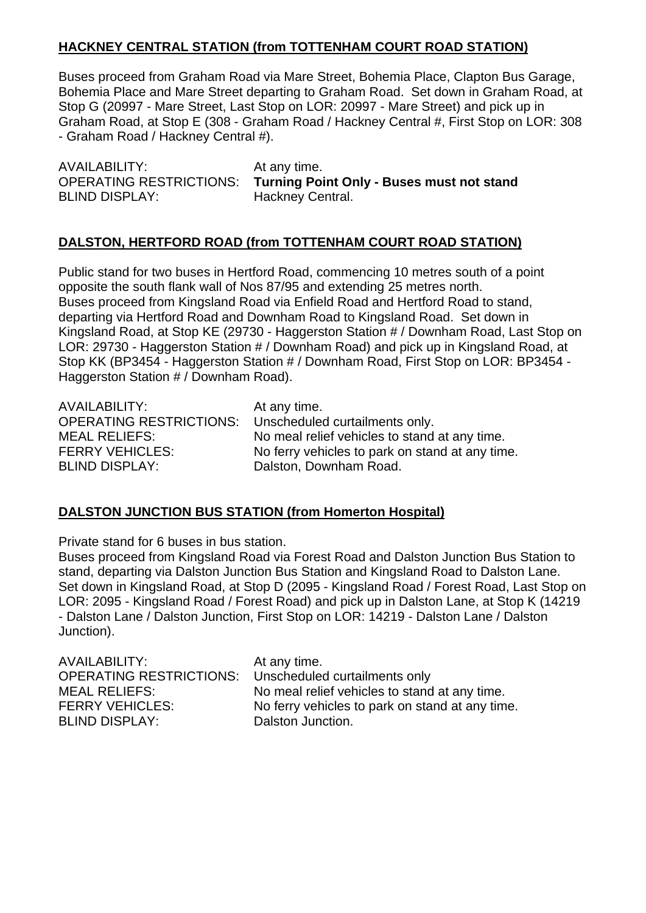## HACKNEY CENTRAL STATION (from TOTTENHAM COURT ROAD STATION)

Buses proceed from Graham Road via Mare Street, Bohemia Place, Clapton Bus Garage, Bohemia Place and Mare Street departing to Graham Road. Set down in Graham Road, at Stop G (20997 - Mare Street, Last Stop on LOR: 20997 - Mare Street) and pick up in Graham Road, at Stop E (308 - Graham Road / Hackney Central #, First Stop on LOR: 308 - Graham Road / Hackney Central #).

AVAILABILITY: At any time.
OPERATING RESTRICTIONS: **Turning Point Only - Buses must not stand**
BLIND DISPLAY: Hackney Central.

## DALSTON, HERTFORD ROAD (from TOTTENHAM COURT ROAD STATION)

Public stand for two buses in Hertford Road, commencing 10 metres south of a point opposite the south flank wall of Nos 87/95 and extending 25 metres north.
Buses proceed from Kingsland Road via Enfield Road and Hertford Road to stand, departing via Hertford Road and Downham Road to Kingsland Road. Set down in Kingsland Road, at Stop KE (29730 - Haggerston Station # / Downham Road, Last Stop on LOR: 29730 - Haggerston Station # / Downham Road) and pick up in Kingsland Road, at Stop KK (BP3454 - Haggerston Station # / Downham Road, First Stop on LOR: BP3454 - Haggerston Station # / Downham Road).

AVAILABILITY: At any time.
OPERATING RESTRICTIONS: Unscheduled curtailments only.
MEAL RELIEFS: No meal relief vehicles to stand at any time.
FERRY VEHICLES: No ferry vehicles to park on stand at any time.
BLIND DISPLAY: Dalston, Downham Road.

## DALSTON JUNCTION BUS STATION (from Homerton Hospital)

Private stand for 6 buses in bus station.
Buses proceed from Kingsland Road via Forest Road and Dalston Junction Bus Station to stand, departing via Dalston Junction Bus Station and Kingsland Road to Dalston Lane. Set down in Kingsland Road, at Stop D (2095 - Kingsland Road / Forest Road, Last Stop on LOR: 2095 - Kingsland Road / Forest Road) and pick up in Dalston Lane, at Stop K (14219 - Dalston Lane / Dalston Junction, First Stop on LOR: 14219 - Dalston Lane / Dalston Junction).

AVAILABILITY: At any time.
OPERATING RESTRICTIONS: Unscheduled curtailments only
MEAL RELIEFS: No meal relief vehicles to stand at any time.
FERRY VEHICLES: No ferry vehicles to park on stand at any time.
BLIND DISPLAY: Dalston Junction.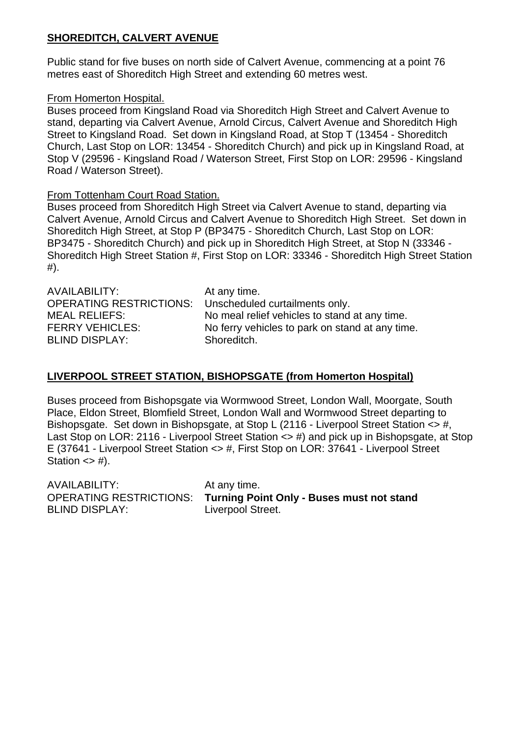## SHOREDITCH, CALVERT AVENUE

Public stand for five buses on north side of Calvert Avenue, commencing at a point 76 metres east of Shoreditch High Street and extending 60 metres west.

From Homerton Hospital.
Buses proceed from Kingsland Road via Shoreditch High Street and Calvert Avenue to stand, departing via Calvert Avenue, Arnold Circus, Calvert Avenue and Shoreditch High Street to Kingsland Road. Set down in Kingsland Road, at Stop T (13454 - Shoreditch Church, Last Stop on LOR: 13454 - Shoreditch Church) and pick up in Kingsland Road, at Stop V (29596 - Kingsland Road / Waterson Street, First Stop on LOR: 29596 - Kingsland Road / Waterson Street).

From Tottenham Court Road Station.
Buses proceed from Shoreditch High Street via Calvert Avenue to stand, departing via Calvert Avenue, Arnold Circus and Calvert Avenue to Shoreditch High Street. Set down in Shoreditch High Street, at Stop P (BP3475 - Shoreditch Church, Last Stop on LOR: BP3475 - Shoreditch Church) and pick up in Shoreditch High Street, at Stop N (33346 - Shoreditch High Street Station #, First Stop on LOR: 33346 - Shoreditch High Street Station #).

AVAILABILITY: At any time.
OPERATING RESTRICTIONS: Unscheduled curtailments only.
MEAL RELIEFS: No meal relief vehicles to stand at any time.
FERRY VEHICLES: No ferry vehicles to park on stand at any time.
BLIND DISPLAY: Shoreditch.

## LIVERPOOL STREET STATION, BISHOPSGATE (from Homerton Hospital)

Buses proceed from Bishopsgate via Wormwood Street, London Wall, Moorgate, South Place, Eldon Street, Blomfield Street, London Wall and Wormwood Street departing to Bishopsgate. Set down in Bishopsgate, at Stop L (2116 - Liverpool Street Station <> #, Last Stop on LOR: 2116 - Liverpool Street Station <> #) and pick up in Bishopsgate, at Stop E (37641 - Liverpool Street Station <> #, First Stop on LOR: 37641 - Liverpool Street Station <> #).

AVAILABILITY: At any time.
OPERATING RESTRICTIONS: **Turning Point Only - Buses must not stand**
BLIND DISPLAY: Liverpool Street.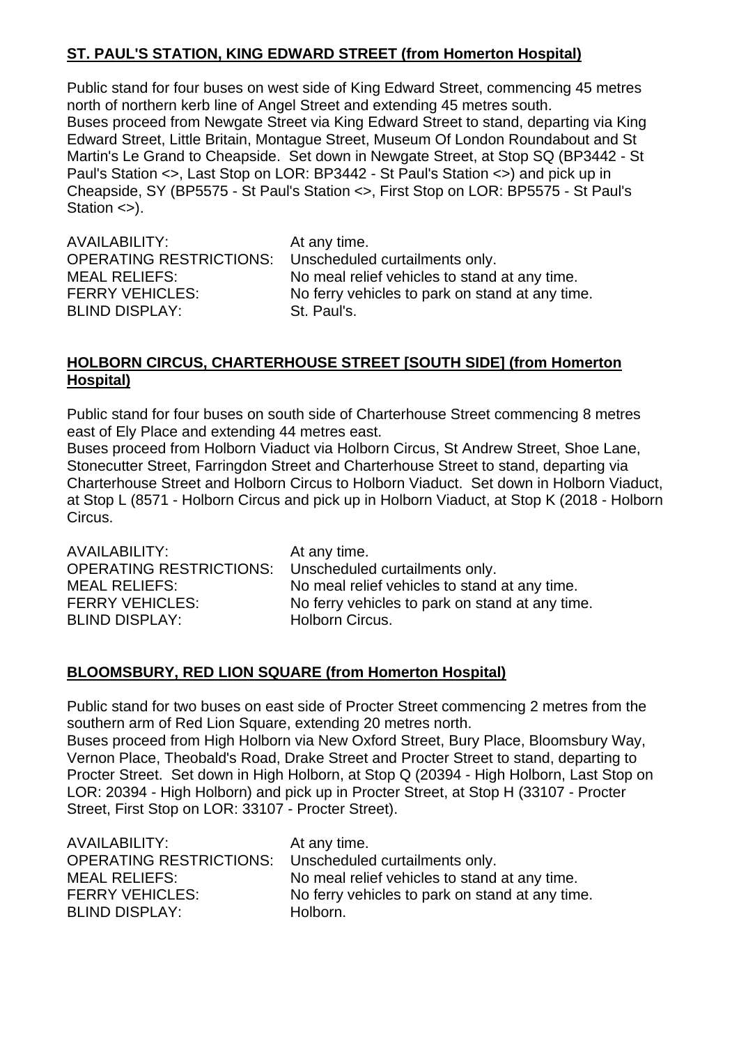**ST. PAUL'S STATION, KING EDWARD STREET (from Homerton Hospital)**

Public stand for four buses on west side of King Edward Street, commencing 45 metres north of northern kerb line of Angel Street and extending 45 metres south.
Buses proceed from Newgate Street via King Edward Street to stand, departing via King Edward Street, Little Britain, Montague Street, Museum Of London Roundabout and St Martin's Le Grand to Cheapside. Set down in Newgate Street, at Stop SQ (BP3442 - St Paul's Station <>, Last Stop on LOR: BP3442 - St Paul's Station <>) and pick up in Cheapside, SY (BP5575 - St Paul's Station <>, First Stop on LOR: BP5575 - St Paul's Station <>).

AVAILABILITY: At any time.
OPERATING RESTRICTIONS: Unscheduled curtailments only.
MEAL RELIEFS: No meal relief vehicles to stand at any time.
FERRY VEHICLES: No ferry vehicles to park on stand at any time.
BLIND DISPLAY: St. Paul's.

**HOLBORN CIRCUS, CHARTERHOUSE STREET [SOUTH SIDE] (from Homerton Hospital)**

Public stand for four buses on south side of Charterhouse Street commencing 8 metres east of Ely Place and extending 44 metres east.
Buses proceed from Holborn Viaduct via Holborn Circus, St Andrew Street, Shoe Lane, Stonecutter Street, Farringdon Street and Charterhouse Street to stand, departing via Charterhouse Street and Holborn Circus to Holborn Viaduct. Set down in Holborn Viaduct, at Stop L (8571 - Holborn Circus and pick up in Holborn Viaduct, at Stop K (2018 - Holborn Circus.

AVAILABILITY: At any time.
OPERATING RESTRICTIONS: Unscheduled curtailments only.
MEAL RELIEFS: No meal relief vehicles to stand at any time.
FERRY VEHICLES: No ferry vehicles to park on stand at any time.
BLIND DISPLAY: Holborn Circus.

**BLOOMSBURY, RED LION SQUARE (from Homerton Hospital)**

Public stand for two buses on east side of Procter Street commencing 2 metres from the southern arm of Red Lion Square, extending 20 metres north.
Buses proceed from High Holborn via New Oxford Street, Bury Place, Bloomsbury Way, Vernon Place, Theobald's Road, Drake Street and Procter Street to stand, departing to Procter Street. Set down in High Holborn, at Stop Q (20394 - High Holborn, Last Stop on LOR: 20394 - High Holborn) and pick up in Procter Street, at Stop H (33107 - Procter Street, First Stop on LOR: 33107 - Procter Street).

AVAILABILITY: At any time.
OPERATING RESTRICTIONS: Unscheduled curtailments only.
MEAL RELIEFS: No meal relief vehicles to stand at any time.
FERRY VEHICLES: No ferry vehicles to park on stand at any time.
BLIND DISPLAY: Holborn.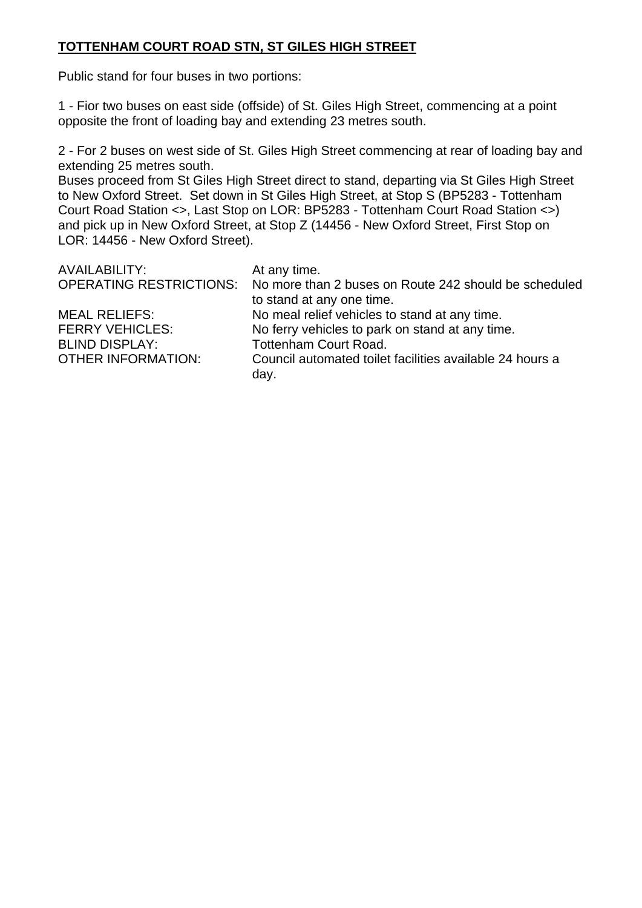**TOTTENHAM COURT ROAD STN, ST GILES HIGH STREET**

Public stand for four buses in two portions:

1 - Fior two buses on east side (offside) of St. Giles High Street, commencing at a point opposite the front of loading bay and extending 23 metres south.

2 - For 2 buses on west side of St. Giles High Street commencing at rear of loading bay and extending 25 metres south.
Buses proceed from St Giles High Street direct to stand, departing via St Giles High Street to New Oxford Street. Set down in St Giles High Street, at Stop S (BP5283 - Tottenham Court Road Station <>, Last Stop on LOR: BP5283 - Tottenham Court Road Station <>) and pick up in New Oxford Street, at Stop Z (14456 - New Oxford Street, First Stop on LOR: 14456 - New Oxford Street).

| | |
|---|---|
| AVAILABILITY: | At any time. |
| OPERATING RESTRICTIONS: | No more than 2 buses on Route 242 should be scheduled to stand at any one time. |
| MEAL RELIEFS: | No meal relief vehicles to stand at any time. |
| FERRY VEHICLES: | No ferry vehicles to park on stand at any time. |
| BLIND DISPLAY: | Tottenham Court Road. |
| OTHER INFORMATION: | Council automated toilet facilities available 24 hours a day. |